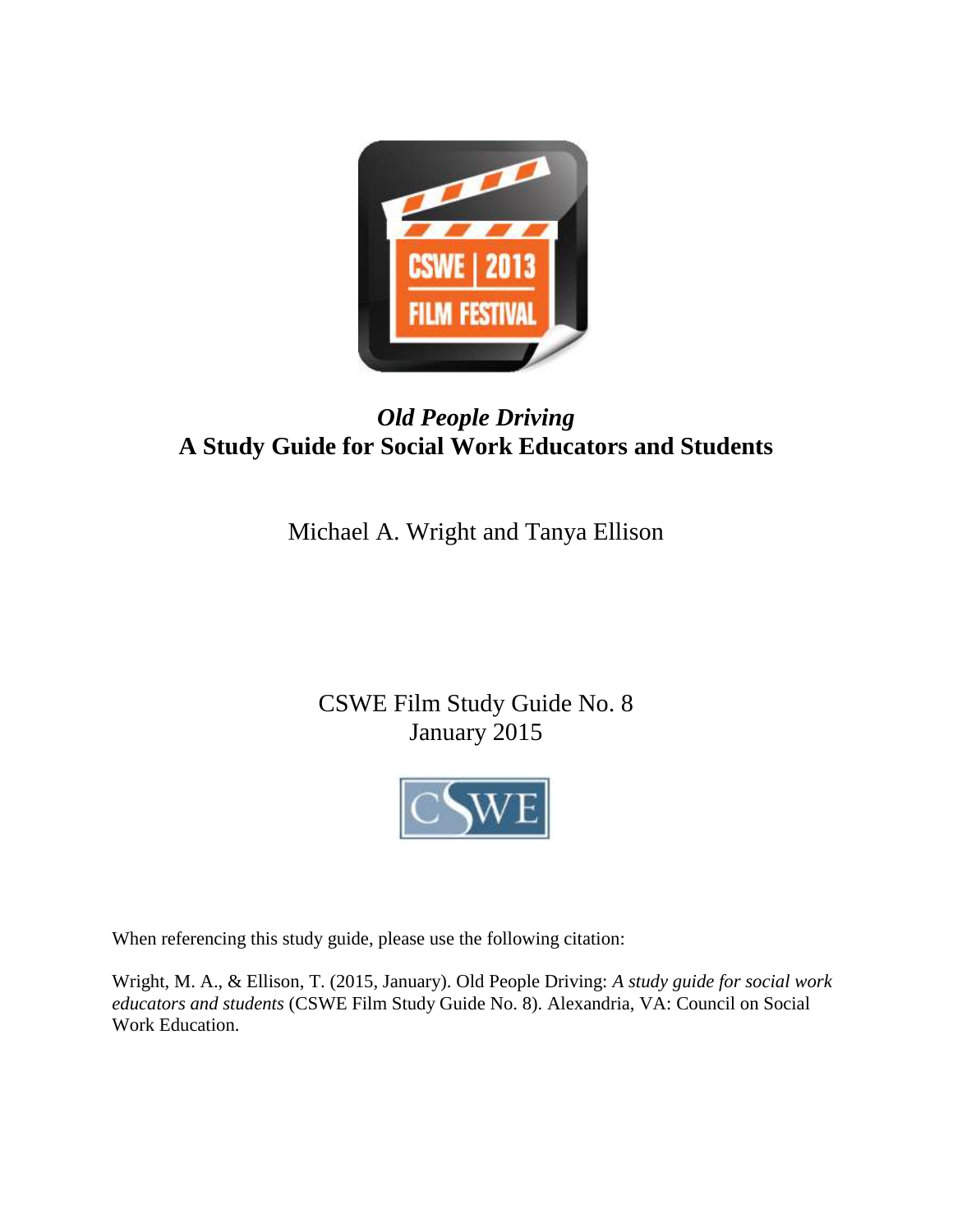# *Old People Driving*
# A Study Guide for Social Work Educators and Students

Michael A. Wright and Tanya Ellison

CSWE Film Study Guide No. 8
January 2015

When referencing this study guide, please use the following citation:

Wright, M. A., & Ellison, T. (2015, January). Old People Driving: *A study guide for social work educators and students* (CSWE Film Study Guide No. 8). Alexandria, VA: Council on Social Work Education.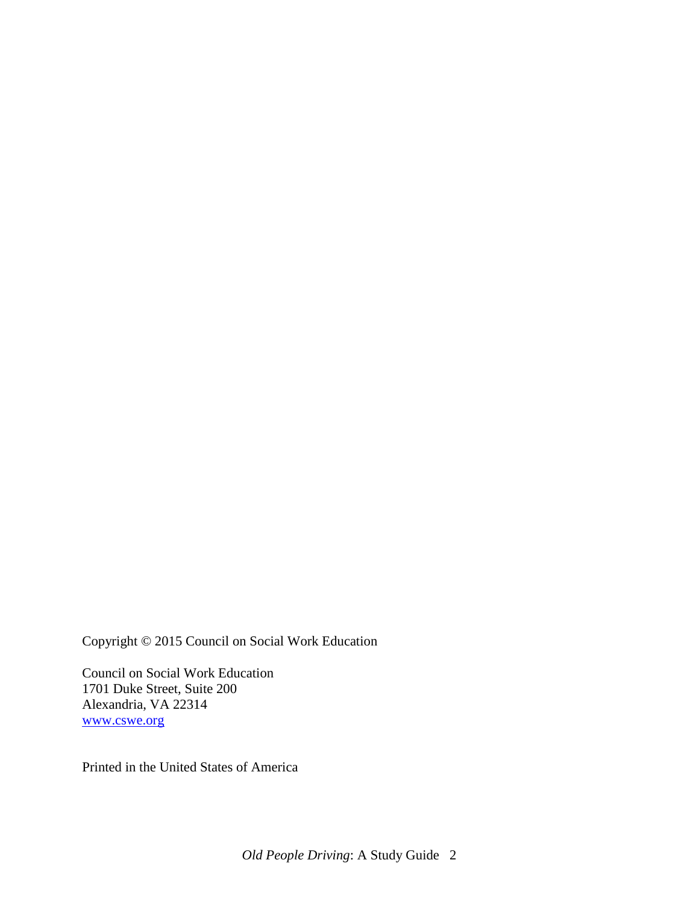Copyright © 2015 Council on Social Work Education

Council on Social Work Education
1701 Duke Street, Suite 200
Alexandria, VA 22314
www.cswe.org

Printed in the United States of America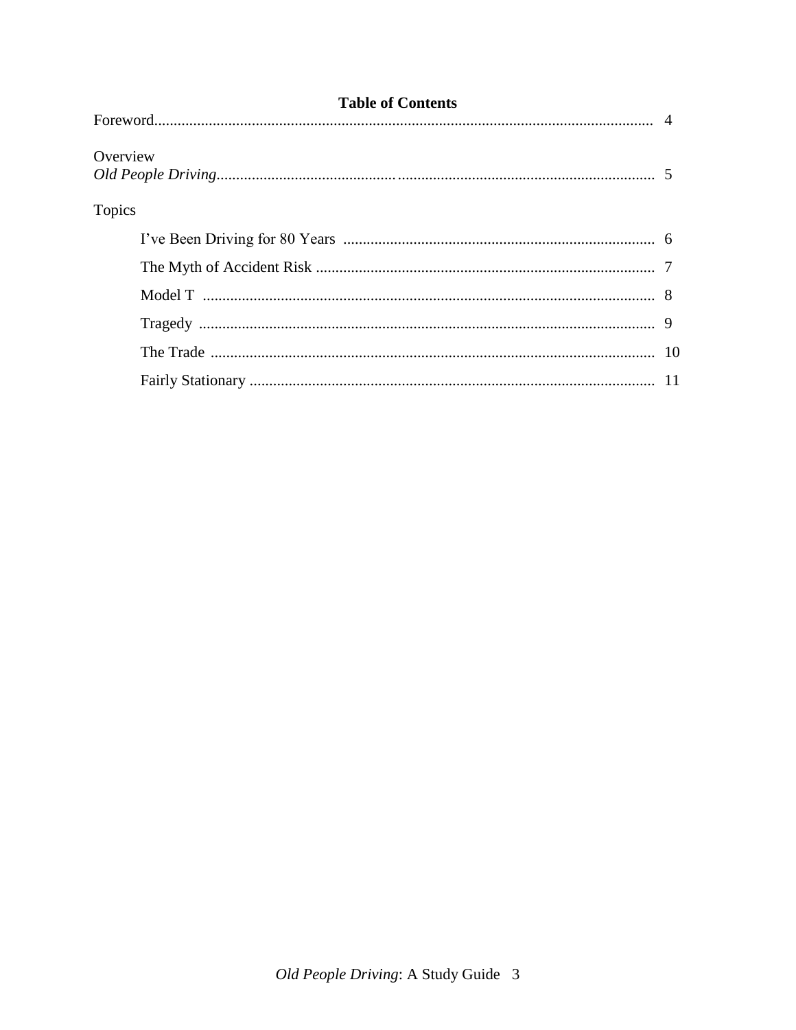## Table of Contents

| | |
|---|---|
| Foreword | 4 |
| **Overview** | |
| *Old People Driving* | 5 |
| **Topics** | |
| I've Been Driving for 80 Years | 6 |
| The Myth of Accident Risk | 7 |
| Model T | 8 |
| Tragedy | 9 |
| The Trade | 10 |
| Fairly Stationary | 11 |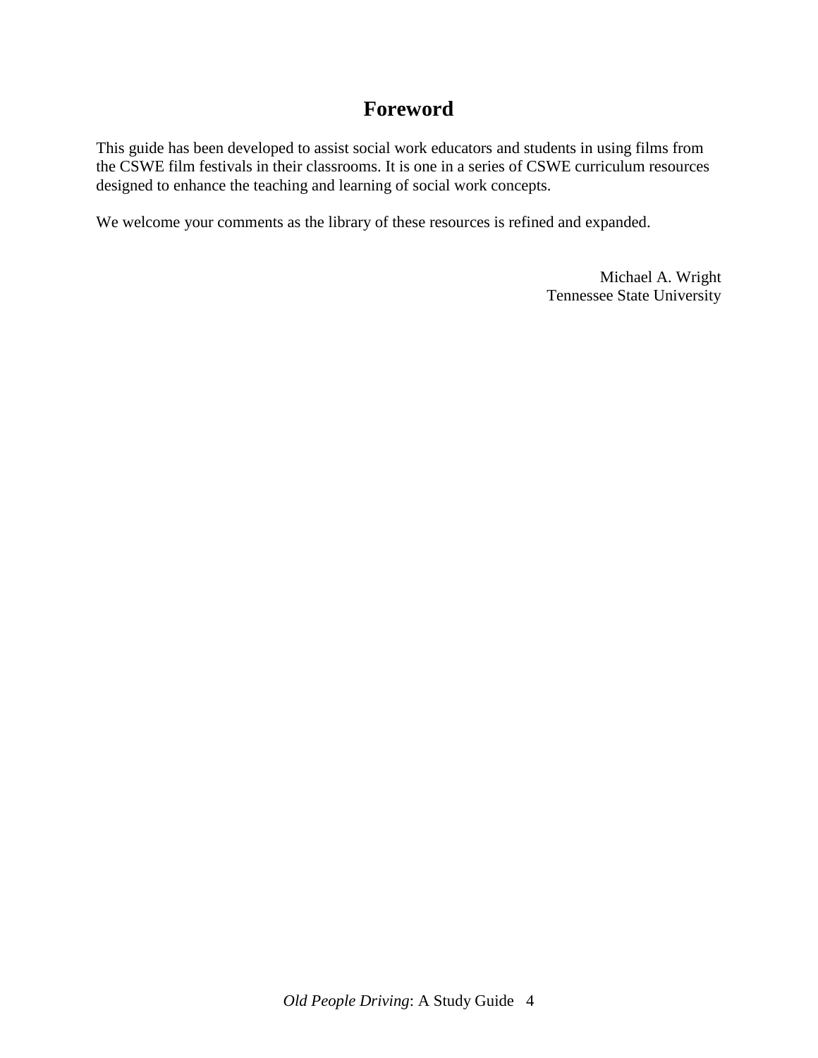# Foreword

This guide has been developed to assist social work educators and students in using films from the CSWE film festivals in their classrooms. It is one in a series of CSWE curriculum resources designed to enhance the teaching and learning of social work concepts.

We welcome your comments as the library of these resources is refined and expanded.

Michael A. Wright
Tennessee State University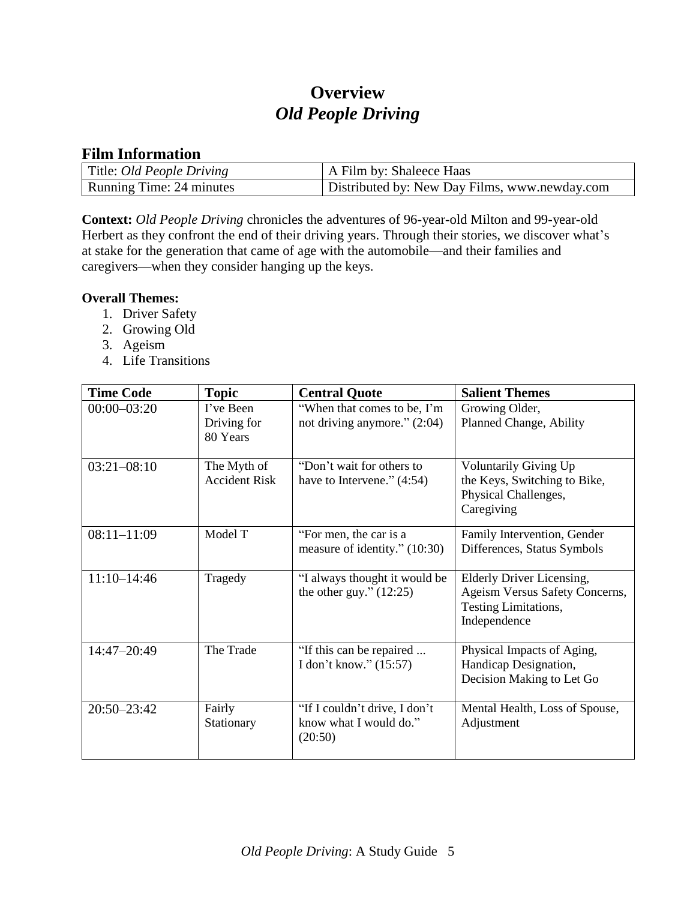# Overview
## *Old People Driving*

### Film Information

| Title: *Old People Driving* | A Film by: Shaleece Haas |
|---|---|
| Running Time: 24 minutes | Distributed by: New Day Films, www.newday.com |

**Context:** *Old People Driving* chronicles the adventures of 96-year-old Milton and 99-year-old Herbert as they confront the end of their driving years. Through their stories, we discover what's at stake for the generation that came of age with the automobile—and their families and caregivers—when they consider hanging up the keys.

**Overall Themes:**

1. Driver Safety
2. Growing Old
3. Ageism
4. Life Transitions

| Time Code | Topic | Central Quote | Salient Themes |
|---|---|---|---|
| 00:00–03:20 | I've Been Driving for 80 Years | "When that comes to be, I'm not driving anymore." (2:04) | Growing Older, Planned Change, Ability |
| 03:21–08:10 | The Myth of Accident Risk | "Don't wait for others to have to Intervene." (4:54) | Voluntarily Giving Up the Keys, Switching to Bike, Physical Challenges, Caregiving |
| 08:11–11:09 | Model T | "For men, the car is a measure of identity." (10:30) | Family Intervention, Gender Differences, Status Symbols |
| 11:10–14:46 | Tragedy | "I always thought it would be the other guy." (12:25) | Elderly Driver Licensing, Ageism Versus Safety Concerns, Testing Limitations, Independence |
| 14:47–20:49 | The Trade | "If this can be repaired ... I don't know." (15:57) | Physical Impacts of Aging, Handicap Designation, Decision Making to Let Go |
| 20:50–23:42 | Fairly Stationary | "If I couldn't drive, I don't know what I would do." (20:50) | Mental Health, Loss of Spouse, Adjustment |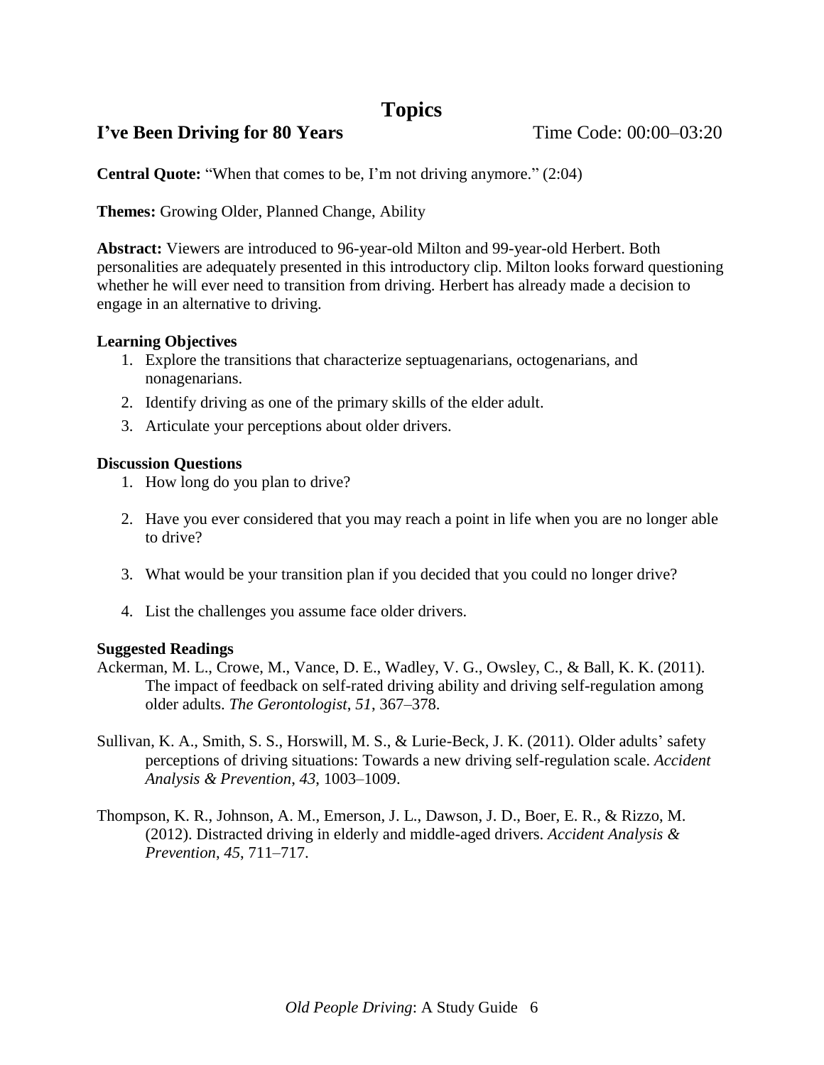# Topics

## I've Been Driving for 80 Years

Time Code: 00:00–03:20

**Central Quote:** "When that comes to be, I'm not driving anymore." (2:04)

**Themes:** Growing Older, Planned Change, Ability

**Abstract:** Viewers are introduced to 96-year-old Milton and 99-year-old Herbert. Both personalities are adequately presented in this introductory clip. Milton looks forward questioning whether he will ever need to transition from driving. Herbert has already made a decision to engage in an alternative to driving.

**Learning Objectives**

1. Explore the transitions that characterize septuagenarians, octogenarians, and nonagenarians.
2. Identify driving as one of the primary skills of the elder adult.
3. Articulate your perceptions about older drivers.

**Discussion Questions**

1. How long do you plan to drive?
2. Have you ever considered that you may reach a point in life when you are no longer able to drive?
3. What would be your transition plan if you decided that you could no longer drive?
4. List the challenges you assume face older drivers.

**Suggested Readings**

Ackerman, M. L., Crowe, M., Vance, D. E., Wadley, V. G., Owsley, C., & Ball, K. K. (2011). The impact of feedback on self-rated driving ability and driving self-regulation among older adults. *The Gerontologist*, *51*, 367–378.

Sullivan, K. A., Smith, S. S., Horswill, M. S., & Lurie-Beck, J. K. (2011). Older adults' safety perceptions of driving situations: Towards a new driving self-regulation scale. *Accident Analysis & Prevention*, *43*, 1003–1009.

Thompson, K. R., Johnson, A. M., Emerson, J. L., Dawson, J. D., Boer, E. R., & Rizzo, M. (2012). Distracted driving in elderly and middle-aged drivers. *Accident Analysis & Prevention*, *45*, 711–717.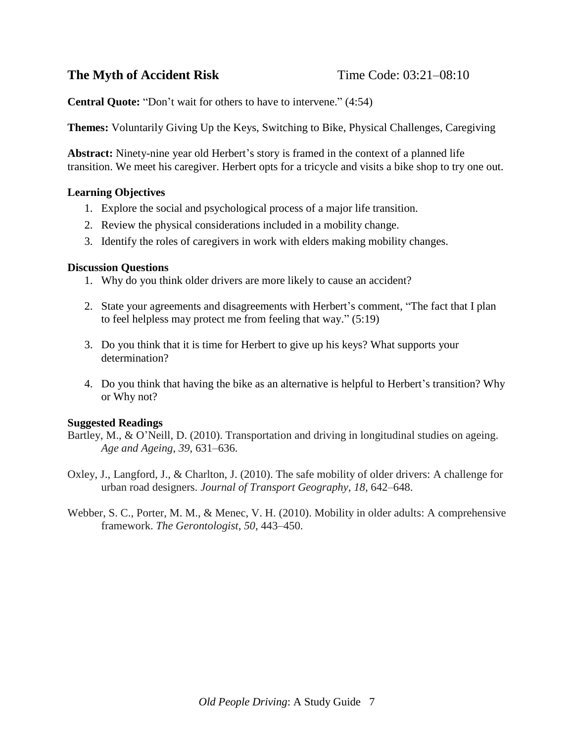## The Myth of Accident Risk

Time Code: 03:21–08:10

**Central Quote:** "Don't wait for others to have to intervene." (4:54)

**Themes:** Voluntarily Giving Up the Keys, Switching to Bike, Physical Challenges, Caregiving

**Abstract:** Ninety-nine year old Herbert's story is framed in the context of a planned life transition. We meet his caregiver. Herbert opts for a tricycle and visits a bike shop to try one out.

### Learning Objectives

1. Explore the social and psychological process of a major life transition.
2. Review the physical considerations included in a mobility change.
3. Identify the roles of caregivers in work with elders making mobility changes.

### Discussion Questions

1. Why do you think older drivers are more likely to cause an accident?
2. State your agreements and disagreements with Herbert's comment, "The fact that I plan to feel helpless may protect me from feeling that way." (5:19)
3. Do you think that it is time for Herbert to give up his keys? What supports your determination?
4. Do you think that having the bike as an alternative is helpful to Herbert's transition? Why or Why not?

### Suggested Readings

Bartley, M., & O'Neill, D. (2010). Transportation and driving in longitudinal studies on ageing. *Age and Ageing*, *39*, 631–636.

Oxley, J., Langford, J., & Charlton, J. (2010). The safe mobility of older drivers: A challenge for urban road designers. *Journal of Transport Geography*, *18*, 642–648.

Webber, S. C., Porter, M. M., & Menec, V. H. (2010). Mobility in older adults: A comprehensive framework. *The Gerontologist*, *50*, 443–450.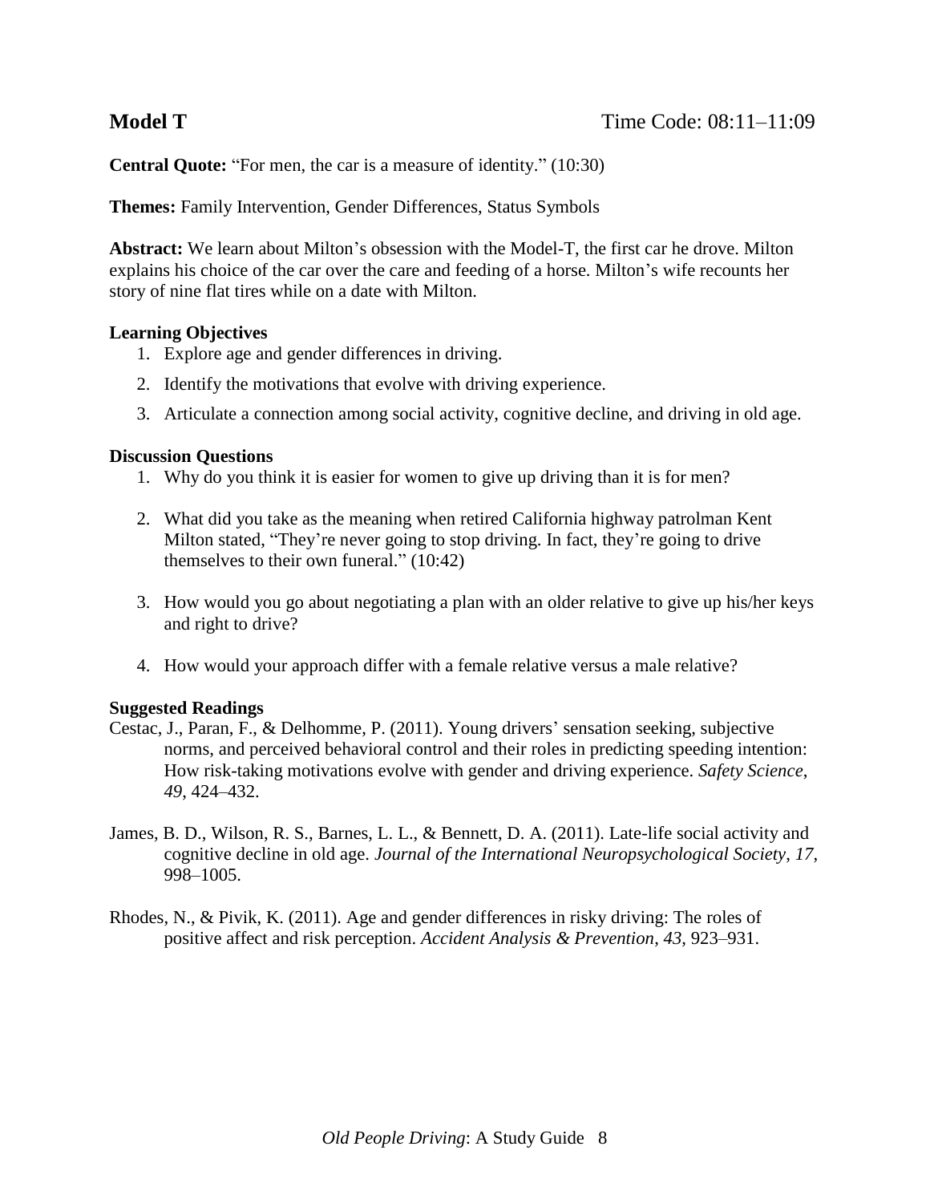## Model T

Time Code: 08:11–11:09

**Central Quote:** “For men, the car is a measure of identity.” (10:30)

**Themes:** Family Intervention, Gender Differences, Status Symbols

**Abstract:** We learn about Milton’s obsession with the Model-T, the first car he drove. Milton explains his choice of the car over the care and feeding of a horse. Milton’s wife recounts her story of nine flat tires while on a date with Milton.

### Learning Objectives

1. Explore age and gender differences in driving.
2. Identify the motivations that evolve with driving experience.
3. Articulate a connection among social activity, cognitive decline, and driving in old age.

### Discussion Questions

1. Why do you think it is easier for women to give up driving than it is for men?
2. What did you take as the meaning when retired California highway patrolman Kent Milton stated, “They’re never going to stop driving. In fact, they’re going to drive themselves to their own funeral.” (10:42)
3. How would you go about negotiating a plan with an older relative to give up his/her keys and right to drive?
4. How would your approach differ with a female relative versus a male relative?

### Suggested Readings

Cestac, J., Paran, F., & Delhomme, P. (2011). Young drivers’ sensation seeking, subjective norms, and perceived behavioral control and their roles in predicting speeding intention: How risk-taking motivations evolve with gender and driving experience. *Safety Science*, *49*, 424–432.

James, B. D., Wilson, R. S., Barnes, L. L., & Bennett, D. A. (2011). Late-life social activity and cognitive decline in old age. *Journal of the International Neuropsychological Society*, *17*, 998–1005.

Rhodes, N., & Pivik, K. (2011). Age and gender differences in risky driving: The roles of positive affect and risk perception. *Accident Analysis & Prevention*, *43*, 923–931.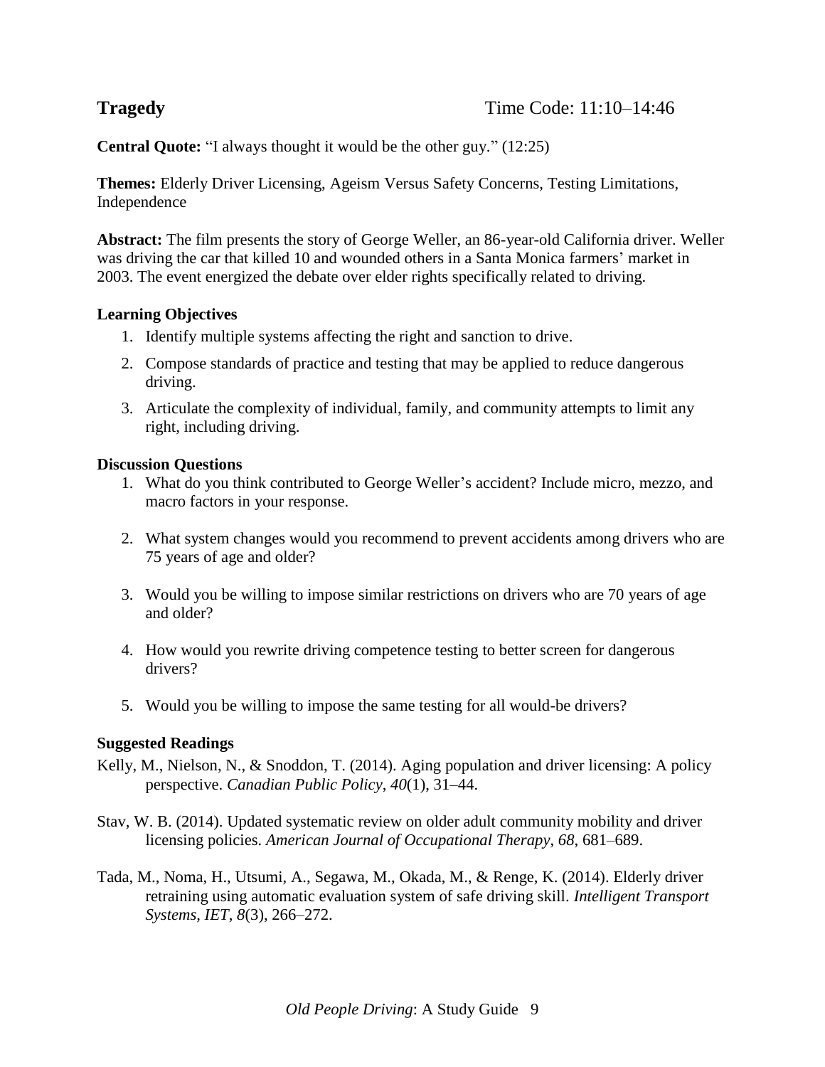## Tragedy

Time Code: 11:10–14:46

**Central Quote:** "I always thought it would be the other guy." (12:25)

**Themes:** Elderly Driver Licensing, Ageism Versus Safety Concerns, Testing Limitations, Independence

**Abstract:** The film presents the story of George Weller, an 86-year-old California driver. Weller was driving the car that killed 10 and wounded others in a Santa Monica farmers' market in 2003. The event energized the debate over elder rights specifically related to driving.

### Learning Objectives

1. Identify multiple systems affecting the right and sanction to drive.
2. Compose standards of practice and testing that may be applied to reduce dangerous driving.
3. Articulate the complexity of individual, family, and community attempts to limit any right, including driving.

### Discussion Questions

1. What do you think contributed to George Weller's accident? Include micro, mezzo, and macro factors in your response.
2. What system changes would you recommend to prevent accidents among drivers who are 75 years of age and older?
3. Would you be willing to impose similar restrictions on drivers who are 70 years of age and older?
4. How would you rewrite driving competence testing to better screen for dangerous drivers?
5. Would you be willing to impose the same testing for all would-be drivers?

### Suggested Readings

Kelly, M., Nielson, N., & Snoddon, T. (2014). Aging population and driver licensing: A policy perspective. *Canadian Public Policy*, *40*(1), 31–44.

Stav, W. B. (2014). Updated systematic review on older adult community mobility and driver licensing policies. *American Journal of Occupational Therapy*, *68*, 681–689.

Tada, M., Noma, H., Utsumi, A., Segawa, M., Okada, M., & Renge, K. (2014). Elderly driver retraining using automatic evaluation system of safe driving skill. *Intelligent Transport Systems, IET*, *8*(3), 266–272.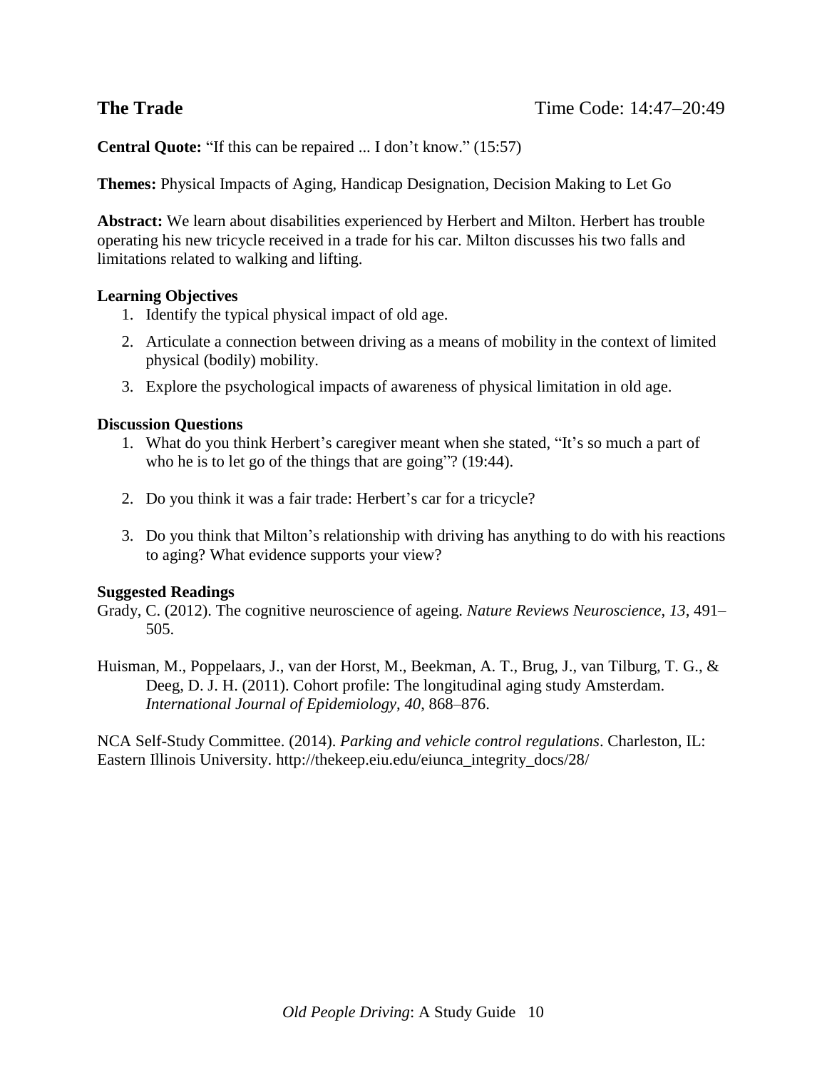## The Trade

Time Code: 14:47–20:49

**Central Quote:** "If this can be repaired ... I don't know." (15:57)

**Themes:** Physical Impacts of Aging, Handicap Designation, Decision Making to Let Go

**Abstract:** We learn about disabilities experienced by Herbert and Milton. Herbert has trouble operating his new tricycle received in a trade for his car. Milton discusses his two falls and limitations related to walking and lifting.

### Learning Objectives

1. Identify the typical physical impact of old age.
2. Articulate a connection between driving as a means of mobility in the context of limited physical (bodily) mobility.
3. Explore the psychological impacts of awareness of physical limitation in old age.

### Discussion Questions

1. What do you think Herbert's caregiver meant when she stated, "It's so much a part of who he is to let go of the things that are going"? (19:44).
2. Do you think it was a fair trade: Herbert's car for a tricycle?
3. Do you think that Milton's relationship with driving has anything to do with his reactions to aging? What evidence supports your view?

### Suggested Readings

Grady, C. (2012). The cognitive neuroscience of ageing. *Nature Reviews Neuroscience*, *13*, 491–505.

Huisman, M., Poppelaars, J., van der Horst, M., Beekman, A. T., Brug, J., van Tilburg, T. G., & Deeg, D. J. H. (2011). Cohort profile: The longitudinal aging study Amsterdam. *International Journal of Epidemiology*, *40*, 868–876.

NCA Self-Study Committee. (2014). *Parking and vehicle control regulations*. Charleston, IL: Eastern Illinois University. http://thekeep.eiu.edu/eiunca_integrity_docs/28/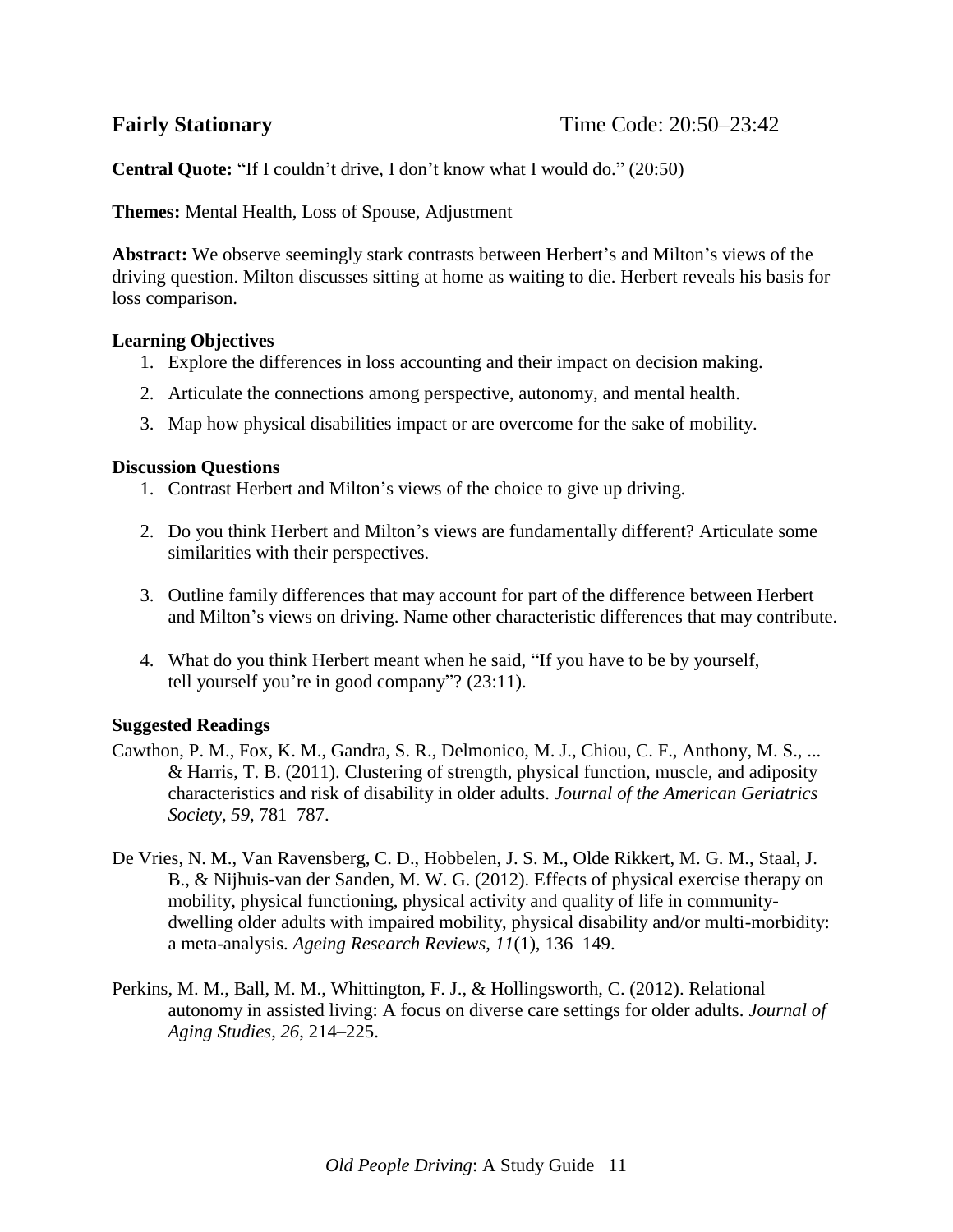**Fairly Stationary** Time Code: 20:50–23:42

**Central Quote:** “If I couldn’t drive, I don’t know what I would do.” (20:50)

**Themes:** Mental Health, Loss of Spouse, Adjustment

**Abstract:** We observe seemingly stark contrasts between Herbert’s and Milton’s views of the driving question. Milton discusses sitting at home as waiting to die. Herbert reveals his basis for loss comparison.

### Learning Objectives

1. Explore the differences in loss accounting and their impact on decision making.
2. Articulate the connections among perspective, autonomy, and mental health.
3. Map how physical disabilities impact or are overcome for the sake of mobility.

### Discussion Questions

1. Contrast Herbert and Milton’s views of the choice to give up driving.
2. Do you think Herbert and Milton’s views are fundamentally different? Articulate some similarities with their perspectives.
3. Outline family differences that may account for part of the difference between Herbert and Milton’s views on driving. Name other characteristic differences that may contribute.
4. What do you think Herbert meant when he said, “If you have to be by yourself, tell yourself you’re in good company”? (23:11).

### Suggested Readings

Cawthon, P. M., Fox, K. M., Gandra, S. R., Delmonico, M. J., Chiou, C. F., Anthony, M. S., ... & Harris, T. B. (2011). Clustering of strength, physical function, muscle, and adiposity characteristics and risk of disability in older adults. *Journal of the American Geriatrics Society*, *59*, 781–787.

De Vries, N. M., Van Ravensberg, C. D., Hobbelen, J. S. M., Olde Rikkert, M. G. M., Staal, J. B., & Nijhuis-van der Sanden, M. W. G. (2012). Effects of physical exercise therapy on mobility, physical functioning, physical activity and quality of life in community-dwelling older adults with impaired mobility, physical disability and/or multi-morbidity: a meta-analysis. *Ageing Research Reviews*, *11*(1), 136–149.

Perkins, M. M., Ball, M. M., Whittington, F. J., & Hollingsworth, C. (2012). Relational autonomy in assisted living: A focus on diverse care settings for older adults. *Journal of Aging Studies*, *26*, 214–225.